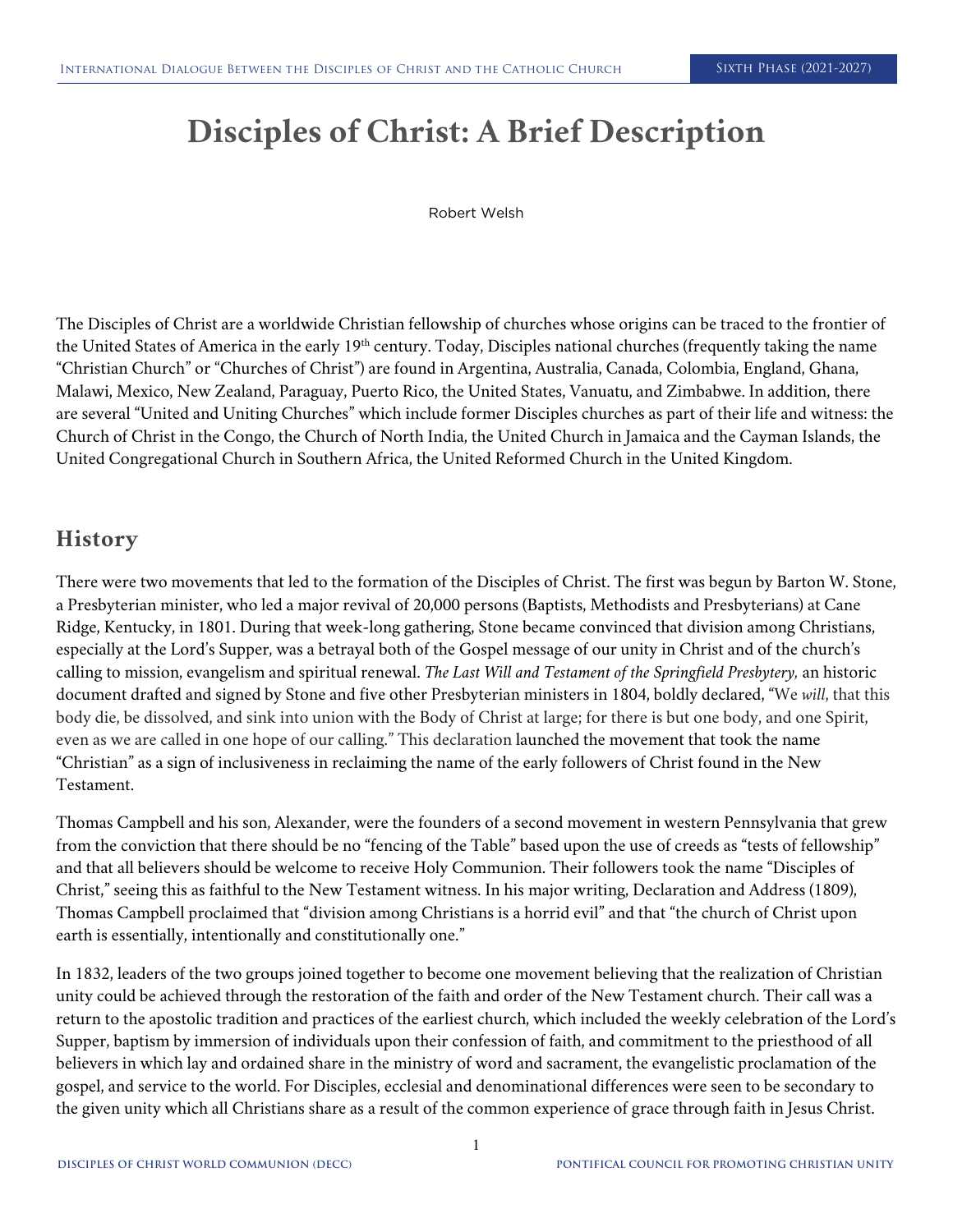# Disciples of Christ: A Brief Description

Robert Welsh

The Disciples of Christ are a worldwide Christian fellowship of churches whose origins can be traced to the frontier of the United States of America in the early 19th century. Today, Disciples national churches (frequently taking the name "Christian Church" or "Churches of Christ") are found in Argentina, Australia, Canada, Colombia, England, Ghana, Malawi, Mexico, New Zealand, Paraguay, Puerto Rico, the United States, Vanuatu, and Zimbabwe. In addition, there are several "United and Uniting Churches" which include former Disciples churches as part of their life and witness: the Church of Christ in the Congo, the Church of North India, the United Church in Jamaica and the Cayman Islands, the United Congregational Church in Southern Africa, the United Reformed Church in the United Kingdom.

## History

There were two movements that led to the formation of the Disciples of Christ. The first was begun by Barton W. Stone, a Presbyterian minister, who led a major revival of 20,000 persons (Baptists, Methodists and Presbyterians) at Cane Ridge, Kentucky, in 1801. During that week-long gathering, Stone became convinced that division among Christians, especially at the Lord's Supper, was a betrayal both of the Gospel message of our unity in Christ and of the church's calling to mission, evangelism and spiritual renewal. *The Last Will and Testament of the Springfield Presbytery,* an historic document drafted and signed by Stone and five other Presbyterian ministers in 1804, boldly declared, "We *will*, that this body die, be dissolved, and sink into union with the Body of Christ at large; for there is but one body, and one Spirit, even as we are called in one hope of our calling." This declaration launched the movement that took the name "Christian" as a sign of inclusiveness in reclaiming the name of the early followers of Christ found in the New Testament.

Thomas Campbell and his son, Alexander, were the founders of a second movement in western Pennsylvania that grew from the conviction that there should be no "fencing of the Table" based upon the use of creeds as "tests of fellowship" and that all believers should be welcome to receive Holy Communion. Their followers took the name "Disciples of Christ," seeing this as faithful to the New Testament witness. In his major writing, Declaration and Address (1809), Thomas Campbell proclaimed that "division among Christians is a horrid evil" and that "the church of Christ upon earth is essentially, intentionally and constitutionally one."

In 1832, leaders of the two groups joined together to become one movement believing that the realization of Christian unity could be achieved through the restoration of the faith and order of the New Testament church. Their call was a return to the apostolic tradition and practices of the earliest church, which included the weekly celebration of the Lord's Supper, baptism by immersion of individuals upon their confession of faith, and commitment to the priesthood of all believers in which lay and ordained share in the ministry of word and sacrament, the evangelistic proclamation of the gospel, and service to the world. For Disciples, ecclesial and denominational differences were seen to be secondary to the given unity which all Christians share as a result of the common experience of grace through faith in Jesus Christ.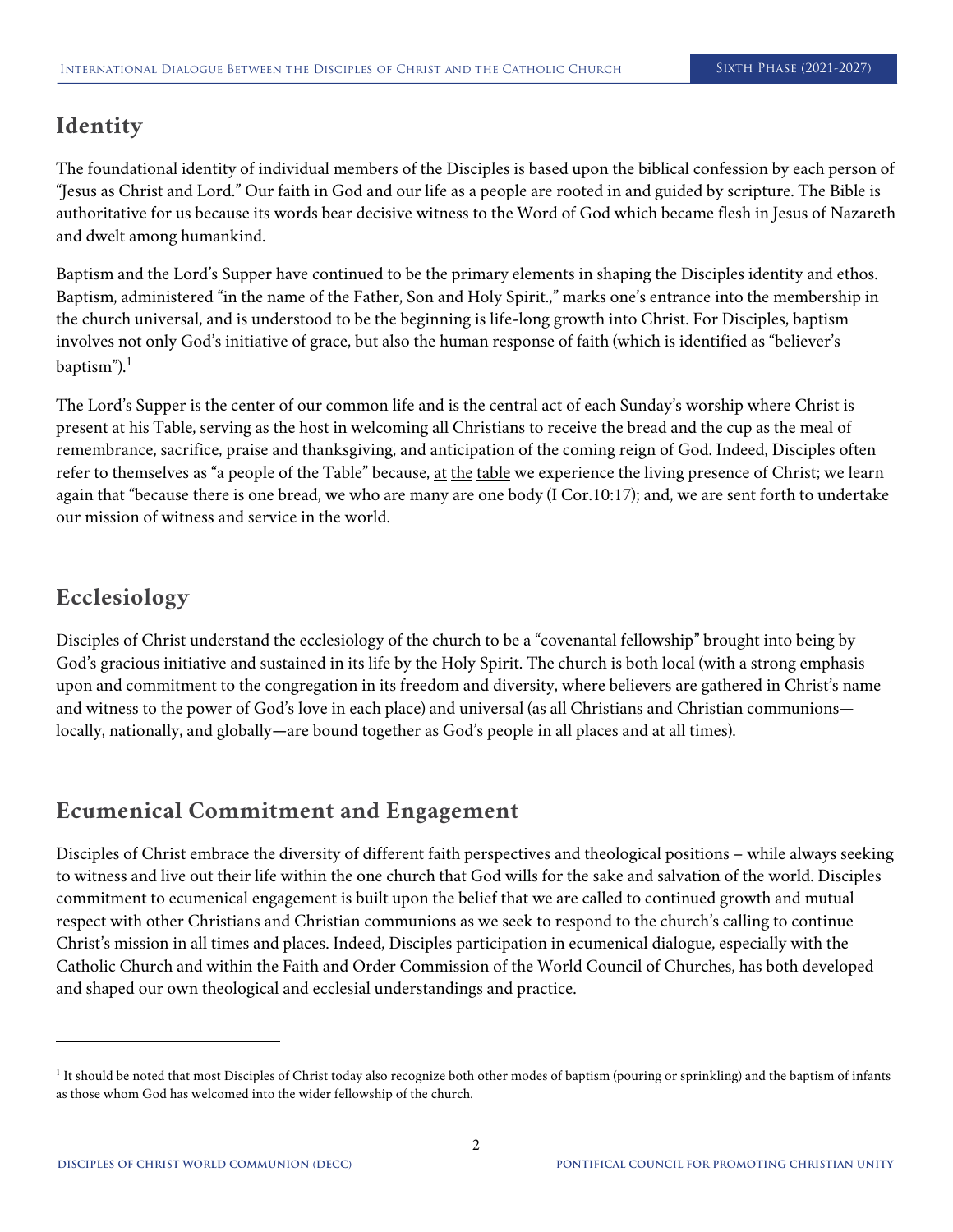## Identity

The foundational identity of individual members of the Disciples is based upon the biblical confession by each person of "Jesus as Christ and Lord." Our faith in God and our life as a people are rooted in and guided by scripture. The Bible is authoritative for us because its words bear decisive witness to the Word of God which became flesh in Jesus of Nazareth and dwelt among humankind.

Baptism and the Lord's Supper have continued to be the primary elements in shaping the Disciples identity and ethos. Baptism, administered "in the name of the Father, Son and Holy Spirit.," marks one's entrance into the membership in the church universal, and is understood to be the beginning is life-long growth into Christ. For Disciples, baptism involves not only God's initiative of grace, but also the human response of faith (which is identified as "believer's baptism").[1]

The Lord's Supper is the center of our common life and is the central act of each Sunday's worship where Christ is present at his Table, serving as the host in welcoming all Christians to receive the bread and the cup as the meal of remembrance, sacrifice, praise and thanksgiving, and anticipation of the coming reign of God. Indeed, Disciples often refer to themselves as "a people of the Table" because, at the table we experience the living presence of Christ; we learn again that "because there is one bread, we who are many are one body (I Cor.10:17); and, we are sent forth to undertake our mission of witness and service in the world.

## Ecclesiology

Disciples of Christ understand the ecclesiology of the church to be a "covenantal fellowship" brought into being by God's gracious initiative and sustained in its life by the Holy Spirit. The church is both local (with a strong emphasis upon and commitment to the congregation in its freedom and diversity, where believers are gathered in Christ's name and witness to the power of God's love in each place) and universal (as all Christians and Christian communions—locally, nationally, and globally—are bound together as God's people in all places and at all times).

## Ecumenical Commitment and Engagement

Disciples of Christ embrace the diversity of different faith perspectives and theological positions – while always seeking to witness and live out their life within the one church that God wills for the sake and salvation of the world. Disciples commitment to ecumenical engagement is built upon the belief that we are called to continued growth and mutual respect with other Christians and Christian communions as we seek to respond to the church's calling to continue Christ's mission in all times and places. Indeed, Disciples participation in ecumenical dialogue, especially with the Catholic Church and within the Faith and Order Commission of the World Council of Churches, has both developed and shaped our own theological and ecclesial understandings and practice.

---

[1] It should be noted that most Disciples of Christ today also recognize both other modes of baptism (pouring or sprinkling) and the baptism of infants as those whom God has welcomed into the wider fellowship of the church.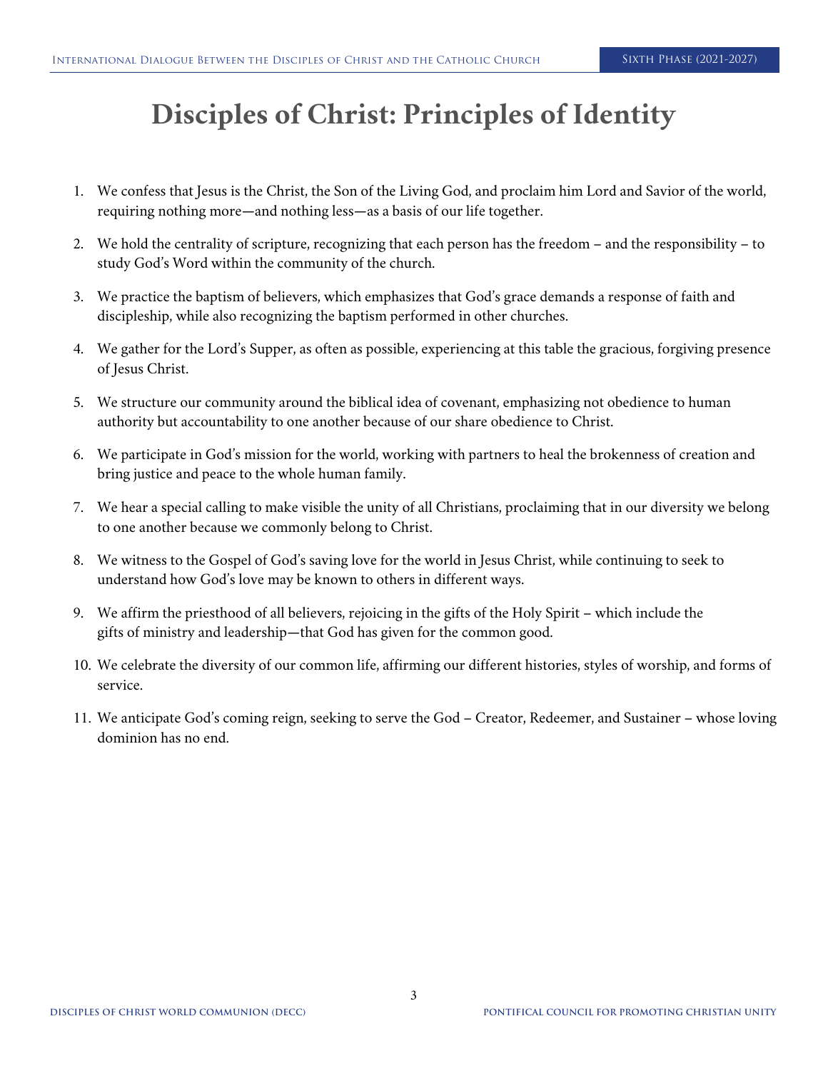# Disciples of Christ: Principles of Identity

1. We confess that Jesus is the Christ, the Son of the Living God, and proclaim him Lord and Savior of the world, requiring nothing more—and nothing less—as a basis of our life together.
2. We hold the centrality of scripture, recognizing that each person has the freedom – and the responsibility – to study God's Word within the community of the church.
3. We practice the baptism of believers, which emphasizes that God's grace demands a response of faith and discipleship, while also recognizing the baptism performed in other churches.
4. We gather for the Lord's Supper, as often as possible, experiencing at this table the gracious, forgiving presence of Jesus Christ.
5. We structure our community around the biblical idea of covenant, emphasizing not obedience to human authority but accountability to one another because of our share obedience to Christ.
6. We participate in God's mission for the world, working with partners to heal the brokenness of creation and bring justice and peace to the whole human family.
7. We hear a special calling to make visible the unity of all Christians, proclaiming that in our diversity we belong to one another because we commonly belong to Christ.
8. We witness to the Gospel of God's saving love for the world in Jesus Christ, while continuing to seek to understand how God's love may be known to others in different ways.
9. We affirm the priesthood of all believers, rejoicing in the gifts of the Holy Spirit – which include the gifts of ministry and leadership—that God has given for the common good.
10. We celebrate the diversity of our common life, affirming our different histories, styles of worship, and forms of service.
11. We anticipate God's coming reign, seeking to serve the God – Creator, Redeemer, and Sustainer – whose loving dominion has no end.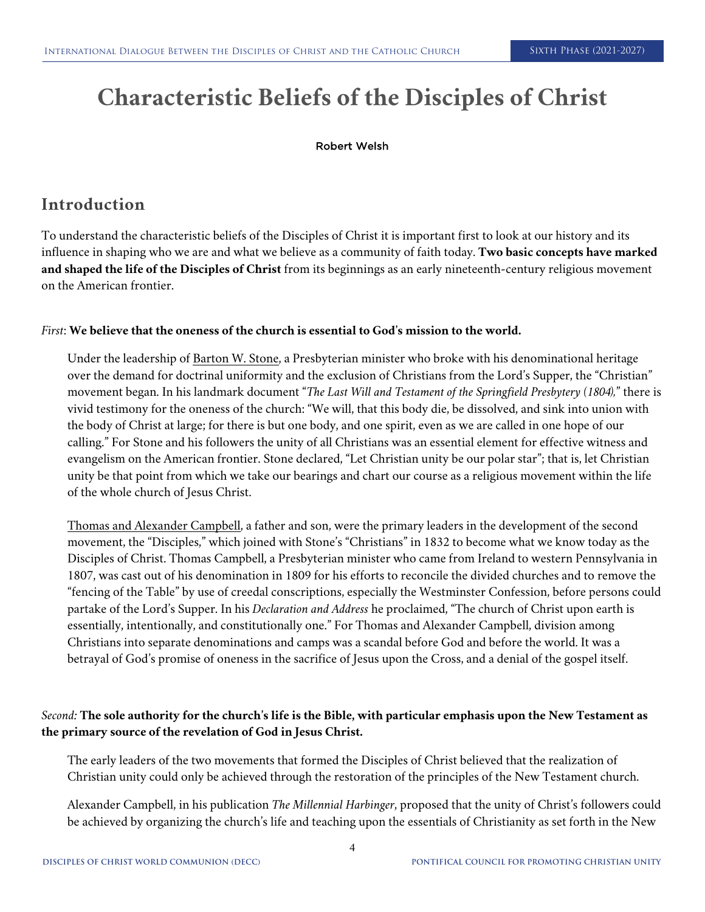// Characteristic Beliefs of the Disciples of Christ

# Characteristic Beliefs of the Disciples of Christ

Robert Welsh

## Introduction

To understand the characteristic beliefs of the Disciples of Christ it is important first to look at our history and its influence in shaping who we are and what we believe as a community of faith today. **Two basic concepts have marked and shaped the life of the Disciples of Christ** from its beginnings as an early nineteenth-century religious movement on the American frontier.

*First*: **We believe that the oneness of the church is essential to God's mission to the world.**

Under the leadership of Barton W. Stone, a Presbyterian minister who broke with his denominational heritage over the demand for doctrinal uniformity and the exclusion of Christians from the Lord's Supper, the "Christian" movement began. In his landmark document "*The Last Will and Testament of the Springfield Presbytery (1804)*," there is vivid testimony for the oneness of the church: "We will, that this body die, be dissolved, and sink into union with the body of Christ at large; for there is but one body, and one spirit, even as we are called in one hope of our calling." For Stone and his followers the unity of all Christians was an essential element for effective witness and evangelism on the American frontier. Stone declared, "Let Christian unity be our polar star"; that is, let Christian unity be that point from which we take our bearings and chart our course as a religious movement within the life of the whole church of Jesus Christ.

Thomas and Alexander Campbell, a father and son, were the primary leaders in the development of the second movement, the "Disciples," which joined with Stone's "Christians" in 1832 to become what we know today as the Disciples of Christ. Thomas Campbell, a Presbyterian minister who came from Ireland to western Pennsylvania in 1807, was cast out of his denomination in 1809 for his efforts to reconcile the divided churches and to remove the "fencing of the Table" by use of creedal conscriptions, especially the Westminster Confession, before persons could partake of the Lord's Supper. In his *Declaration and Address* he proclaimed, "The church of Christ upon earth is essentially, intentionally, and constitutionally one." For Thomas and Alexander Campbell, division among Christians into separate denominations and camps was a scandal before God and before the world. It was a betrayal of God's promise of oneness in the sacrifice of Jesus upon the Cross, and a denial of the gospel itself.

*Second:* **The sole authority for the church's life is the Bible, with particular emphasis upon the New Testament as the primary source of the revelation of God in Jesus Christ.**

The early leaders of the two movements that formed the Disciples of Christ believed that the realization of Christian unity could only be achieved through the restoration of the principles of the New Testament church.

Alexander Campbell, in his publication *The Millennial Harbinger*, proposed that the unity of Christ's followers could be achieved by organizing the church's life and teaching upon the essentials of Christianity as set forth in the New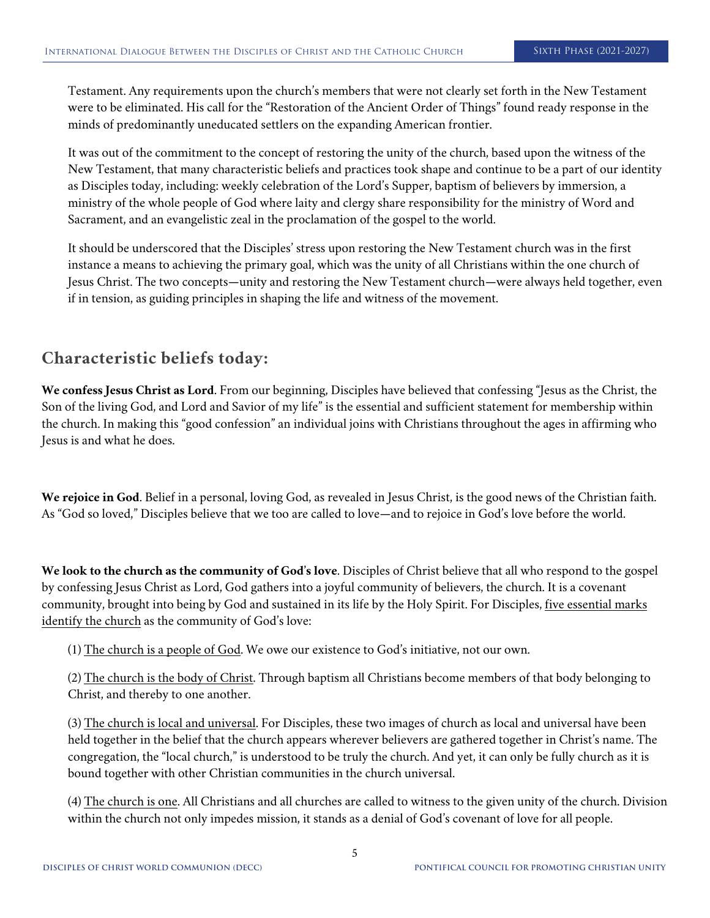Testament. Any requirements upon the church's members that were not clearly set forth in the New Testament were to be eliminated. His call for the "Restoration of the Ancient Order of Things" found ready response in the minds of predominantly uneducated settlers on the expanding American frontier.

It was out of the commitment to the concept of restoring the unity of the church, based upon the witness of the New Testament, that many characteristic beliefs and practices took shape and continue to be a part of our identity as Disciples today, including: weekly celebration of the Lord's Supper, baptism of believers by immersion, a ministry of the whole people of God where laity and clergy share responsibility for the ministry of Word and Sacrament, and an evangelistic zeal in the proclamation of the gospel to the world.

It should be underscored that the Disciples' stress upon restoring the New Testament church was in the first instance a means to achieving the primary goal, which was the unity of all Christians within the one church of Jesus Christ. The two concepts—unity and restoring the New Testament church—were always held together, even if in tension, as guiding principles in shaping the life and witness of the movement.

## Characteristic beliefs today:

**We confess Jesus Christ as Lord**. From our beginning, Disciples have believed that confessing "Jesus as the Christ, the Son of the living God, and Lord and Savior of my life" is the essential and sufficient statement for membership within the church. In making this "good confession" an individual joins with Christians throughout the ages in affirming who Jesus is and what he does.

**We rejoice in God**. Belief in a personal, loving God, as revealed in Jesus Christ, is the good news of the Christian faith. As "God so loved," Disciples believe that we too are called to love—and to rejoice in God's love before the world.

**We look to the church as the community of God's love**. Disciples of Christ believe that all who respond to the gospel by confessing Jesus Christ as Lord, God gathers into a joyful community of believers, the church. It is a covenant community, brought into being by God and sustained in its life by the Holy Spirit. For Disciples, <u>five essential marks identify the church</u> as the community of God's love:

(1) <u>The church is a people of God</u>. We owe our existence to God's initiative, not our own.

(2) <u>The church is the body of Christ</u>. Through baptism all Christians become members of that body belonging to Christ, and thereby to one another.

(3) <u>The church is local and universal</u>. For Disciples, these two images of church as local and universal have been held together in the belief that the church appears wherever believers are gathered together in Christ's name. The congregation, the "local church," is understood to be truly the church. And yet, it can only be fully church as it is bound together with other Christian communities in the church universal.

(4) <u>The church is one</u>. All Christians and all churches are called to witness to the given unity of the church. Division within the church not only impedes mission, it stands as a denial of God's covenant of love for all people.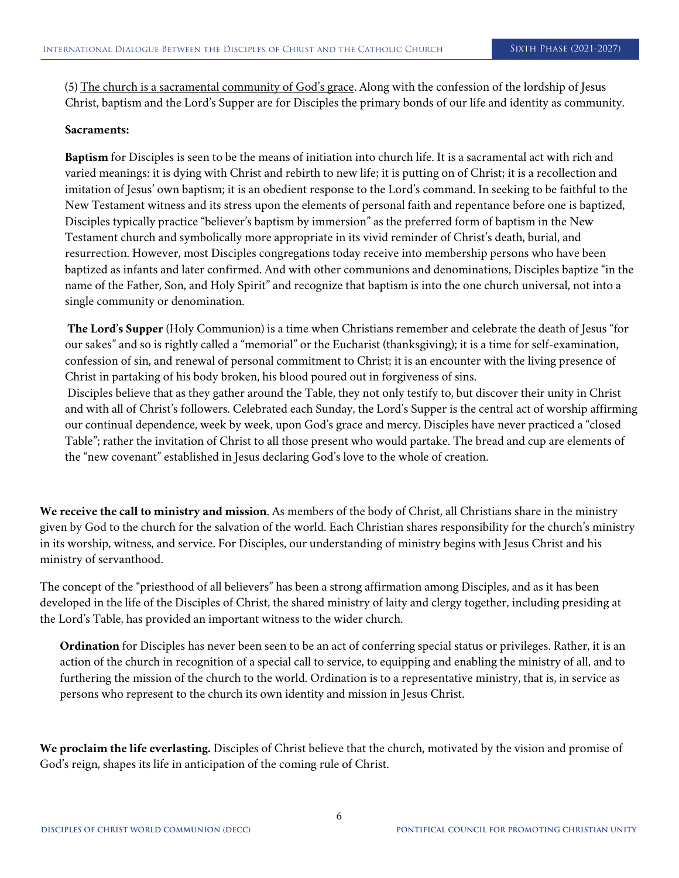(5) <u>The church is a sacramental community of God's grace</u>. Along with the confession of the lordship of Jesus Christ, baptism and the Lord's Supper are for Disciples the primary bonds of our life and identity as community.

**Sacraments:**

**Baptism** for Disciples is seen to be the means of initiation into church life. It is a sacramental act with rich and varied meanings: it is dying with Christ and rebirth to new life; it is putting on of Christ; it is a recollection and imitation of Jesus' own baptism; it is an obedient response to the Lord's command. In seeking to be faithful to the New Testament witness and its stress upon the elements of personal faith and repentance before one is baptized, Disciples typically practice "believer's baptism by immersion" as the preferred form of baptism in the New Testament church and symbolically more appropriate in its vivid reminder of Christ's death, burial, and resurrection. However, most Disciples congregations today receive into membership persons who have been baptized as infants and later confirmed. And with other communions and denominations, Disciples baptize "in the name of the Father, Son, and Holy Spirit" and recognize that baptism is into the one church universal, not into a single community or denomination.

**The Lord's Supper** (Holy Communion) is a time when Christians remember and celebrate the death of Jesus "for our sakes" and so is rightly called a "memorial" or the Eucharist (thanksgiving); it is a time for self-examination, confession of sin, and renewal of personal commitment to Christ; it is an encounter with the living presence of Christ in partaking of his body broken, his blood poured out in forgiveness of sins.

Disciples believe that as they gather around the Table, they not only testify to, but discover their unity in Christ and with all of Christ's followers. Celebrated each Sunday, the Lord's Supper is the central act of worship affirming our continual dependence, week by week, upon God's grace and mercy. Disciples have never practiced a "closed Table"; rather the invitation of Christ to all those present who would partake. The bread and cup are elements of the "new covenant" established in Jesus declaring God's love to the whole of creation.

**We receive the call to ministry and mission**. As members of the body of Christ, all Christians share in the ministry given by God to the church for the salvation of the world. Each Christian shares responsibility for the church's ministry in its worship, witness, and service. For Disciples, our understanding of ministry begins with Jesus Christ and his ministry of servanthood.

The concept of the "priesthood of all believers" has been a strong affirmation among Disciples, and as it has been developed in the life of the Disciples of Christ, the shared ministry of laity and clergy together, including presiding at the Lord's Table, has provided an important witness to the wider church.

**Ordination** for Disciples has never been seen to be an act of conferring special status or privileges. Rather, it is an action of the church in recognition of a special call to service, to equipping and enabling the ministry of all, and to furthering the mission of the church to the world. Ordination is to a representative ministry, that is, in service as persons who represent to the church its own identity and mission in Jesus Christ.

**We proclaim the life everlasting.** Disciples of Christ believe that the church, motivated by the vision and promise of God's reign, shapes its life in anticipation of the coming rule of Christ.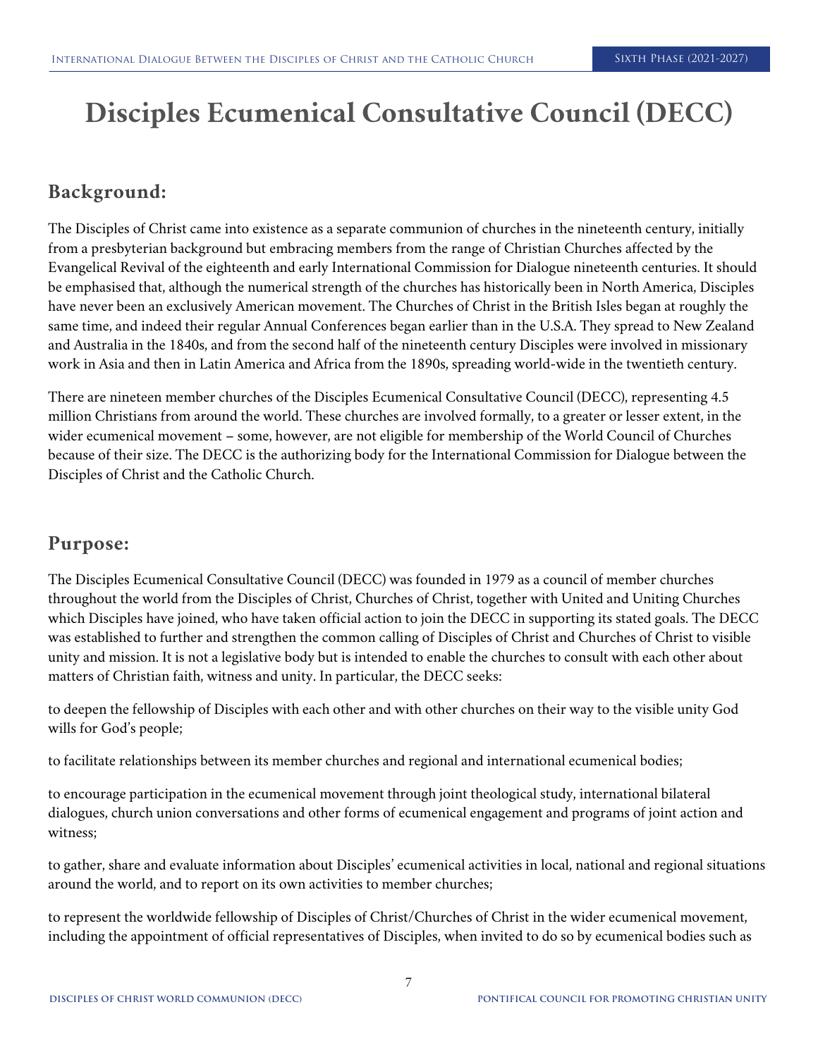# Disciples Ecumenical Consultative Council (DECC)

## Background:

The Disciples of Christ came into existence as a separate communion of churches in the nineteenth century, initially from a presbyterian background but embracing members from the range of Christian Churches affected by the Evangelical Revival of the eighteenth and early International Commission for Dialogue nineteenth centuries. It should be emphasised that, although the numerical strength of the churches has historically been in North America, Disciples have never been an exclusively American movement. The Churches of Christ in the British Isles began at roughly the same time, and indeed their regular Annual Conferences began earlier than in the U.S.A. They spread to New Zealand and Australia in the 1840s, and from the second half of the nineteenth century Disciples were involved in missionary work in Asia and then in Latin America and Africa from the 1890s, spreading world-wide in the twentieth century.

There are nineteen member churches of the Disciples Ecumenical Consultative Council (DECC), representing 4.5 million Christians from around the world. These churches are involved formally, to a greater or lesser extent, in the wider ecumenical movement – some, however, are not eligible for membership of the World Council of Churches because of their size. The DECC is the authorizing body for the International Commission for Dialogue between the Disciples of Christ and the Catholic Church.

## Purpose:

The Disciples Ecumenical Consultative Council (DECC) was founded in 1979 as a council of member churches throughout the world from the Disciples of Christ, Churches of Christ, together with United and Uniting Churches which Disciples have joined, who have taken official action to join the DECC in supporting its stated goals. The DECC was established to further and strengthen the common calling of Disciples of Christ and Churches of Christ to visible unity and mission. It is not a legislative body but is intended to enable the churches to consult with each other about matters of Christian faith, witness and unity. In particular, the DECC seeks:

to deepen the fellowship of Disciples with each other and with other churches on their way to the visible unity God wills for God's people;

to facilitate relationships between its member churches and regional and international ecumenical bodies;

to encourage participation in the ecumenical movement through joint theological study, international bilateral dialogues, church union conversations and other forms of ecumenical engagement and programs of joint action and witness;

to gather, share and evaluate information about Disciples' ecumenical activities in local, national and regional situations around the world, and to report on its own activities to member churches;

to represent the worldwide fellowship of Disciples of Christ/Churches of Christ in the wider ecumenical movement, including the appointment of official representatives of Disciples, when invited to do so by ecumenical bodies such as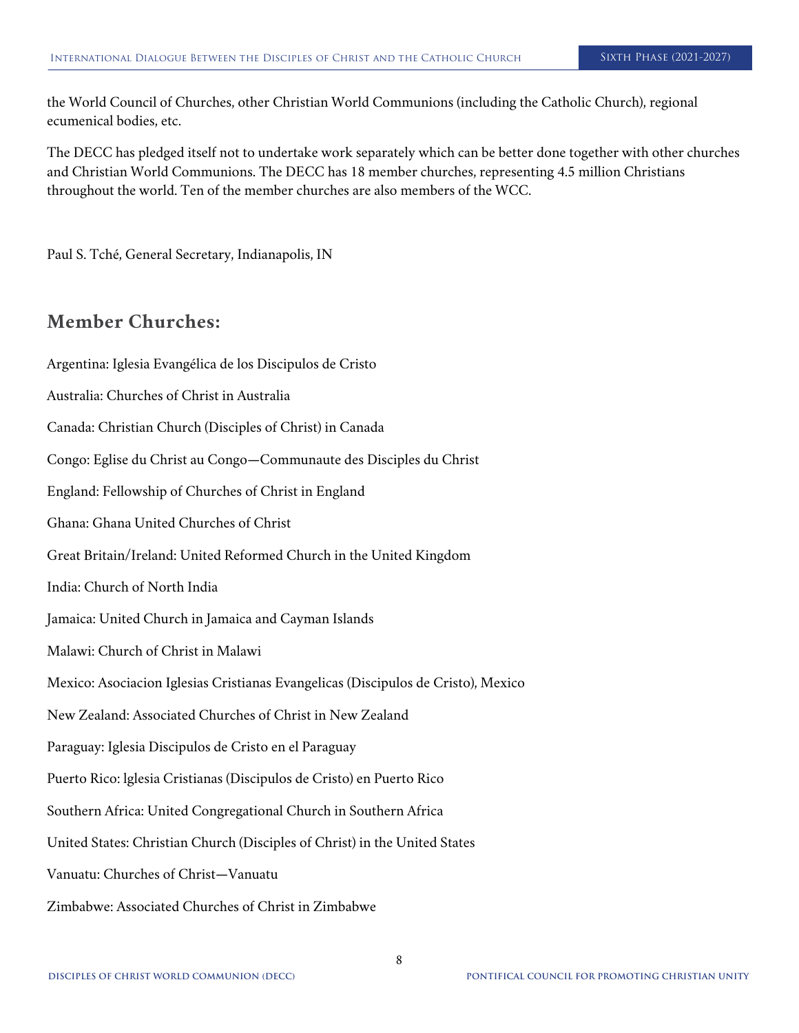the World Council of Churches, other Christian World Communions (including the Catholic Church), regional ecumenical bodies, etc.

The DECC has pledged itself not to undertake work separately which can be better done together with other churches and Christian World Communions. The DECC has 18 member churches, representing 4.5 million Christians throughout the world. Ten of the member churches are also members of the WCC.

Paul S. Tché, General Secretary, Indianapolis, IN

## Member Churches:

Argentina: Iglesia Evangélica de los Discipulos de Cristo

Australia: Churches of Christ in Australia

Canada: Christian Church (Disciples of Christ) in Canada

Congo: Eglise du Christ au Congo—Communaute des Disciples du Christ

England: Fellowship of Churches of Christ in England

Ghana: Ghana United Churches of Christ

Great Britain/Ireland: United Reformed Church in the United Kingdom

India: Church of North India

Jamaica: United Church in Jamaica and Cayman Islands

Malawi: Church of Christ in Malawi

Mexico: Asociacion Iglesias Cristianas Evangelicas (Discipulos de Cristo), Mexico

New Zealand: Associated Churches of Christ in New Zealand

Paraguay: Iglesia Discipulos de Cristo en el Paraguay

Puerto Rico: lglesia Cristianas (Discipulos de Cristo) en Puerto Rico

Southern Africa: United Congregational Church in Southern Africa

United States: Christian Church (Disciples of Christ) in the United States

Vanuatu: Churches of Christ—Vanuatu

Zimbabwe: Associated Churches of Christ in Zimbabwe